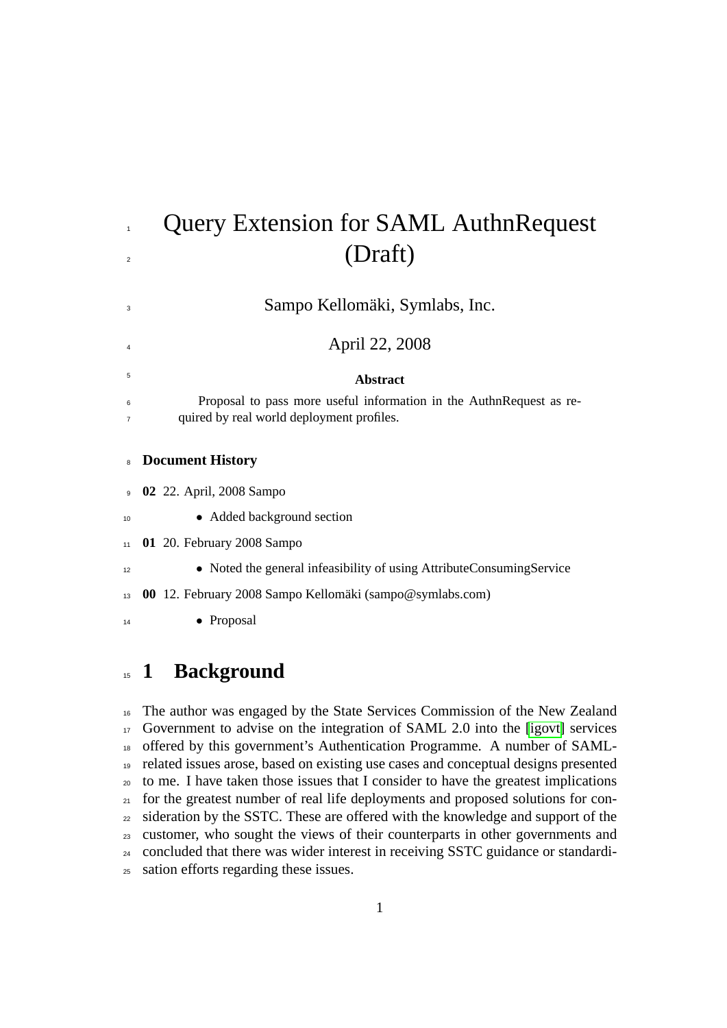# Query Extension for SAML AuthnRequest (Draft)

Sampo Kellomäki, Symlabs, Inc.

April 22, 2008

**Abstract**

Proposal to pass more useful information in the AuthnRequest as required by real world deployment profiles.

## Document History

**02** 22. April, 2008 Sampo

- Added background section

**01** 20. February 2008 Sampo

- Noted the general infeasibility of using AttributeConsumingService

**00** 12. February 2008 Sampo Kellomäki (sampo@symlabs.com)

- Proposal

# 1 Background

The author was engaged by the State Services Commission of the New Zealand Government to advise on the integration of SAML 2.0 into the [igovt] services offered by this government's Authentication Programme. A number of SAML-related issues arose, based on existing use cases and conceptual designs presented to me. I have taken those issues that I consider to have the greatest implications for the greatest number of real life deployments and proposed solutions for consideration by the SSTC. These are offered with the knowledge and support of the customer, who sought the views of their counterparts in other governments and concluded that there was wider interest in receiving SSTC guidance or standardisation efforts regarding these issues.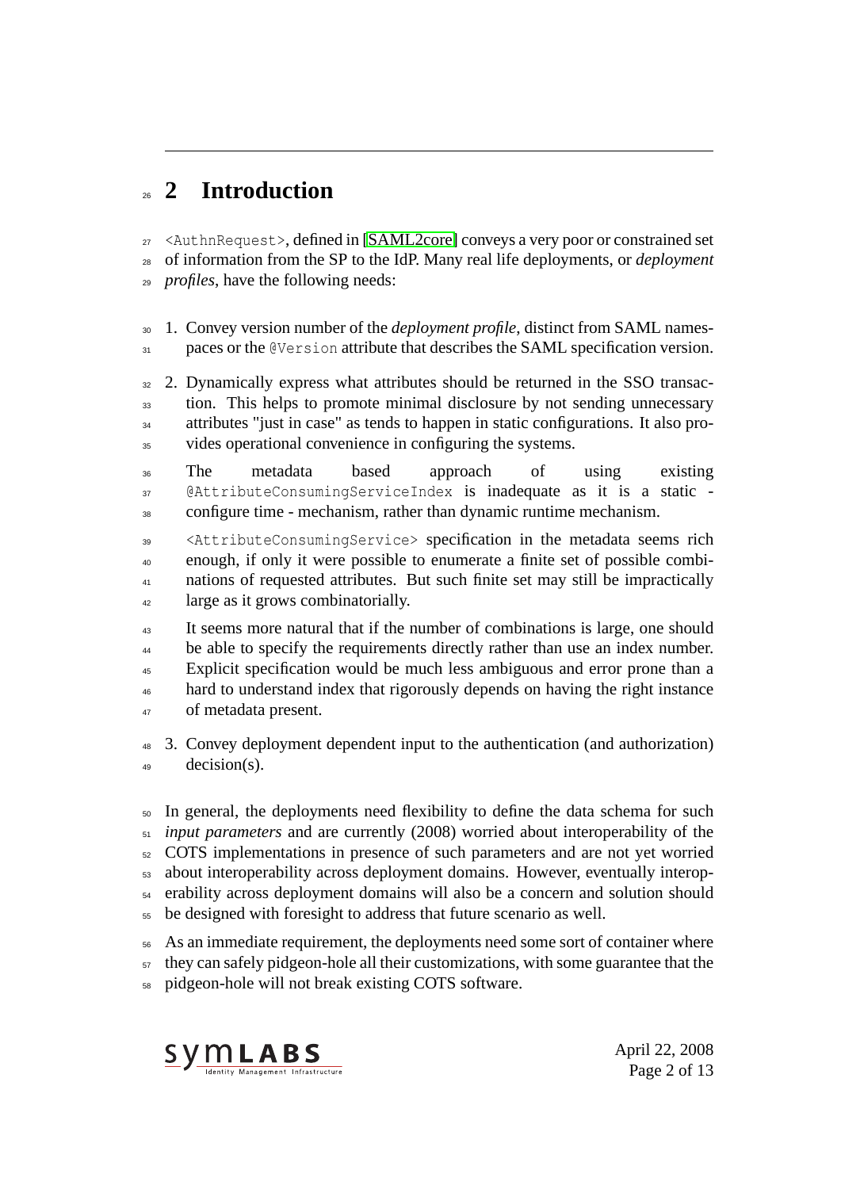# 2 Introduction

`<AuthnRequest>`, defined in [SAML2core] conveys a very poor or constrained set of information from the SP to the IdP. Many real life deployments, or *deployment profiles*, have the following needs:

1. Convey version number of the *deployment profile*, distinct from SAML namespaces or the `@Version` attribute that describes the SAML specification version.

2. Dynamically express what attributes should be returned in the SSO transaction. This helps to promote minimal disclosure by not sending unnecessary attributes "just in case" as tends to happen in static configurations. It also provides operational convenience in configuring the systems.

   The metadata based approach of using existing `@AttributeConsumingServiceIndex` is inadequate as it is a static - configure time - mechanism, rather than dynamic runtime mechanism.

   `<AttributeConsumingService>` specification in the metadata seems rich enough, if only it were possible to enumerate a finite set of possible combinations of requested attributes. But such finite set may still be impractically large as it grows combinatorially.

   It seems more natural that if the number of combinations is large, one should be able to specify the requirements directly rather than use an index number. Explicit specification would be much less ambiguous and error prone than a hard to understand index that rigorously depends on having the right instance of metadata present.

3. Convey deployment dependent input to the authentication (and authorization) decision(s).

In general, the deployments need flexibility to define the data schema for such *input parameters* and are currently (2008) worried about interoperability of the COTS implementations in presence of such parameters and are not yet worried about interoperability across deployment domains. However, eventually interoperability across deployment domains will also be a concern and solution should be designed with foresight to address that future scenario as well.

As an immediate requirement, the deployments need some sort of container where they can safely pidgeon-hole all their customizations, with some guarantee that the pidgeon-hole will not break existing COTS software.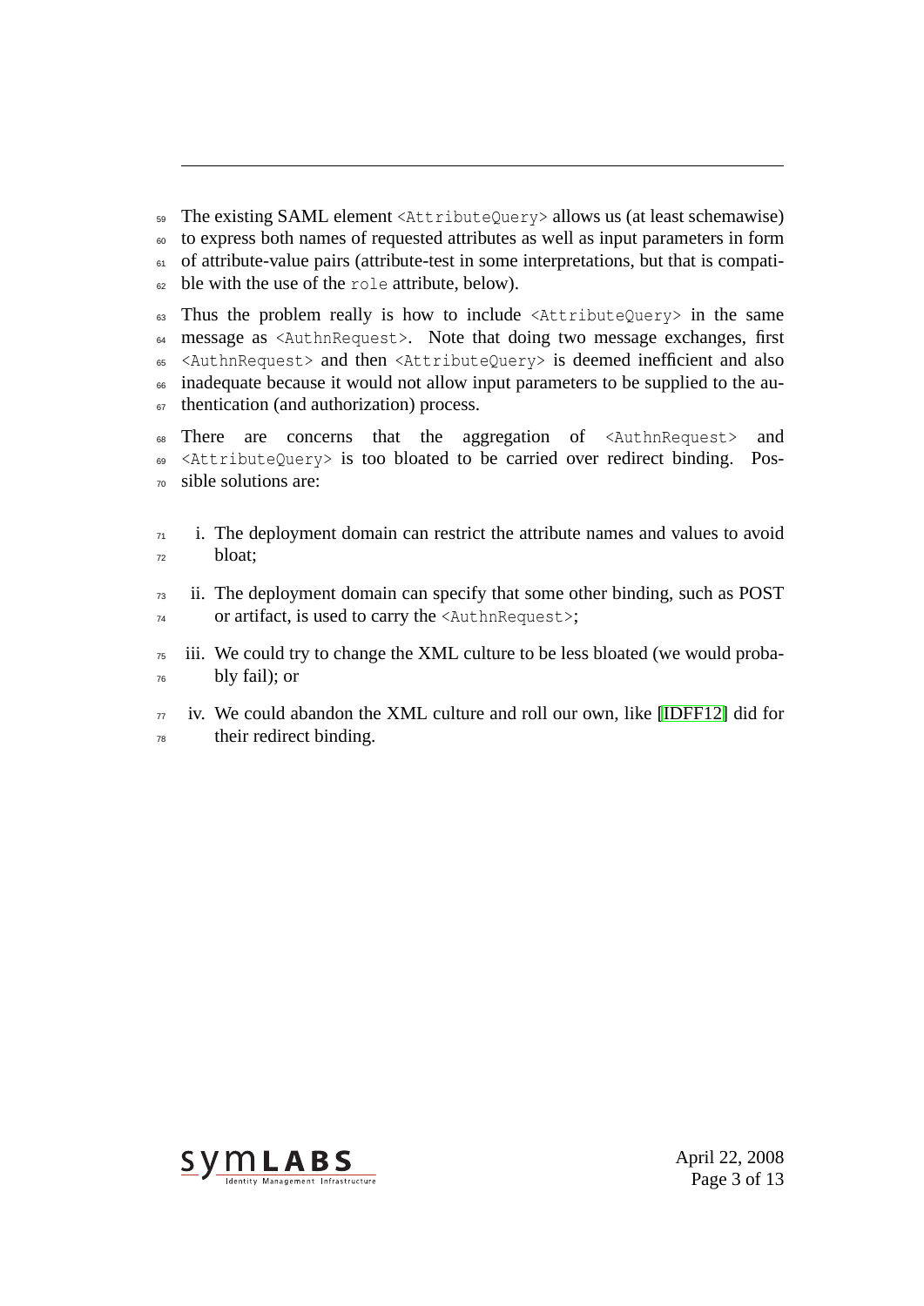The existing SAML element `<AttributeQuery>` allows us (at least schemawise) to express both names of requested attributes as well as input parameters in form of attribute-value pairs (attribute-test in some interpretations, but that is compatible with the use of the `role` attribute, below).

Thus the problem really is how to include `<AttributeQuery>` in the same message as `<AuthnRequest>`. Note that doing two message exchanges, first `<AuthnRequest>` and then `<AttributeQuery>` is deemed inefficient and also inadequate because it would not allow input parameters to be supplied to the authentication (and authorization) process.

There are concerns that the aggregation of `<AuthnRequest>` and `<AttributeQuery>` is too bloated to be carried over redirect binding. Possible solutions are:

i. The deployment domain can restrict the attribute names and values to avoid bloat;

ii. The deployment domain can specify that some other binding, such as POST or artifact, is used to carry the `<AuthnRequest>`;

iii. We could try to change the XML culture to be less bloated (we would probably fail); or

iv. We could abandon the XML culture and roll our own, like [IDFF12] did for their redirect binding.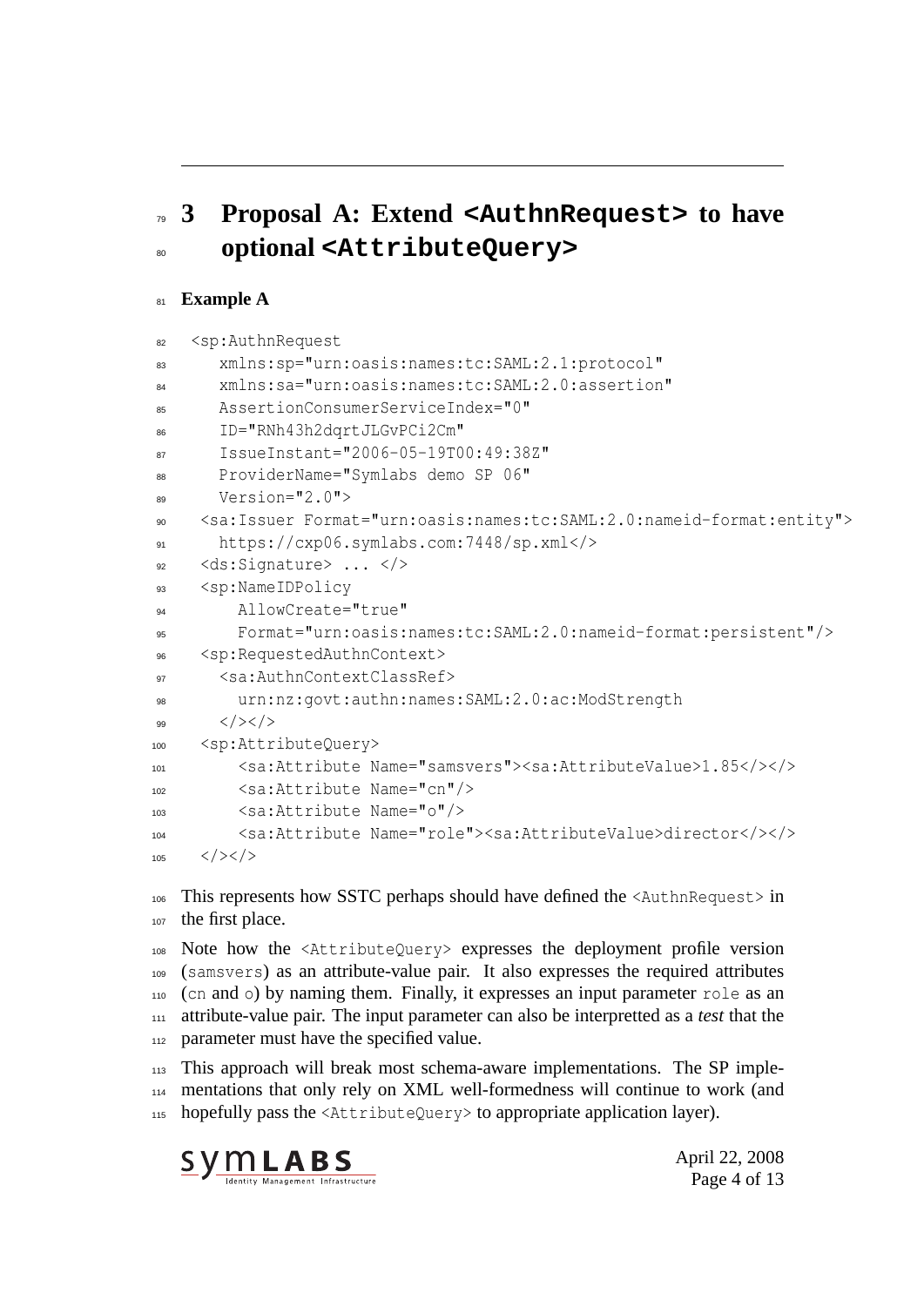# 3 Proposal A: Extend `<AuthnRequest>` to have optional `<AttributeQuery>`

**Example A**

```
<sp:AuthnRequest
   xmlns:sp="urn:oasis:names:tc:SAML:2.1:protocol"
   xmlns:sa="urn:oasis:names:tc:SAML:2.0:assertion"
   AssertionConsumerServiceIndex="0"
   ID="RNh43h2dqrtJLGvPCi2Cm"
   IssueInstant="2006-05-19T00:49:38Z"
   ProviderName="Symlabs demo SP 06"
   Version="2.0">
  <sa:Issuer Format="urn:oasis:names:tc:SAML:2.0:nameid-format:entity">
    https://cxp06.symlabs.com:7448/sp.xml</>
  <ds:Signature> ... </>
  <sp:NameIDPolicy
      AllowCreate="true"
      Format="urn:oasis:names:tc:SAML:2.0:nameid-format:persistent"/>
  <sp:RequestedAuthnContext>
    <sa:AuthnContextClassRef>
      urn:nz:govt:authn:names:SAML:2.0:ac:ModStrength
    </></>
  <sp:AttributeQuery>
      <sa:Attribute Name="samsvers"><sa:AttributeValue>1.85</></>
      <sa:Attribute Name="cn"/>
      <sa:Attribute Name="o"/>
      <sa:Attribute Name="role"><sa:AttributeValue>director</></>
  </></>
```

This represents how SSTC perhaps should have defined the `<AuthnRequest>` in the first place.

Note how the `<AttributeQuery>` expresses the deployment profile version (`samsvers`) as an attribute-value pair. It also expresses the required attributes (`cn` and `o`) by naming them. Finally, it expresses an input parameter `role` as an attribute-value pair. The input parameter can also be interpretted as a *test* that the parameter must have the specified value.

This approach will break most schema-aware implementations. The SP implementations that only rely on XML well-formedness will continue to work (and hopefully pass the `<AttributeQuery>` to appropriate application layer).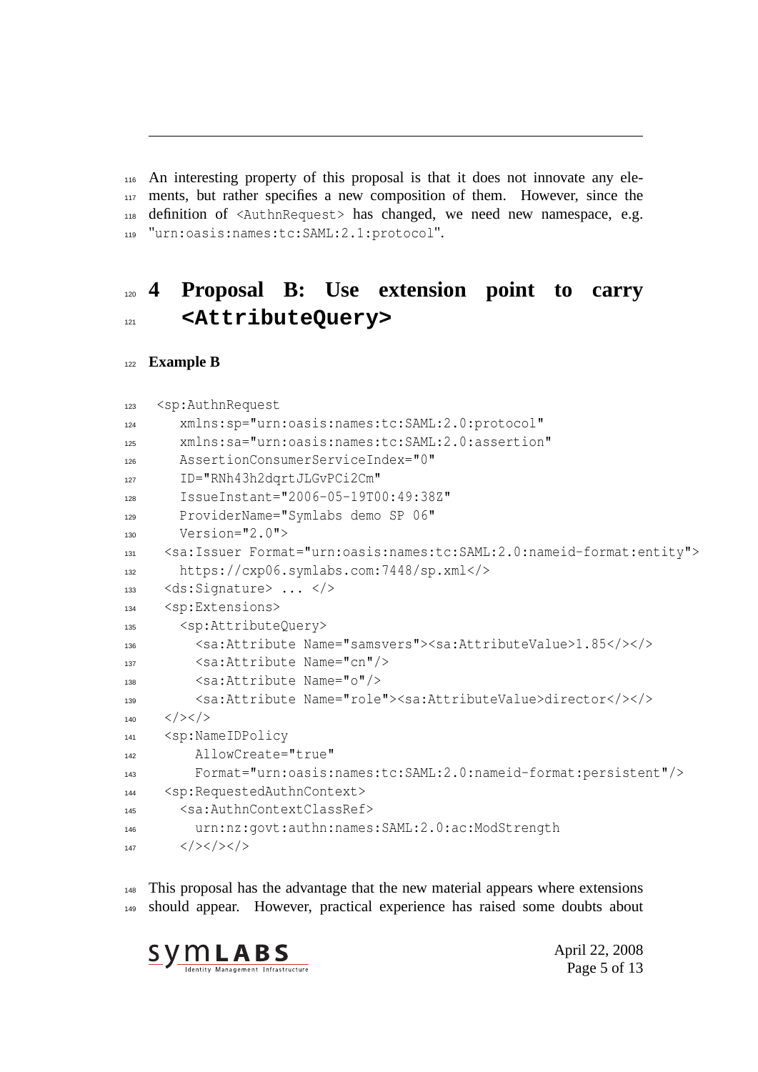An interesting property of this proposal is that it does not innovate any elements, but rather specifies a new composition of them. However, since the definition of `<AuthnRequest>` has changed, we need new namespace, e.g. "`urn:oasis:names:tc:SAML:2.1:protocol`".

# 4 Proposal B: Use extension point to carry `<AttributeQuery>`

**Example B**

```
<sp:AuthnRequest
   xmlns:sp="urn:oasis:names:tc:SAML:2.0:protocol"
   xmlns:sa="urn:oasis:names:tc:SAML:2.0:assertion"
   AssertionConsumerServiceIndex="0"
   ID="RNh43h2dqrtJLGvPCi2Cm"
   IssueInstant="2006-05-19T00:49:38Z"
   ProviderName="Symlabs demo SP 06"
   Version="2.0">
 <sa:Issuer Format="urn:oasis:names:tc:SAML:2.0:nameid-format:entity">
   https://cxp06.symlabs.com:7448/sp.xml</>
 <ds:Signature> ... </>
 <sp:Extensions>
   <sp:AttributeQuery>
     <sa:Attribute Name="samsvers"><sa:AttributeValue>1.85</></>
     <sa:Attribute Name="cn"/>
     <sa:Attribute Name="o"/>
     <sa:Attribute Name="role"><sa:AttributeValue>director</></>
 </></>
 <sp:NameIDPolicy
     AllowCreate="true"
     Format="urn:oasis:names:tc:SAML:2.0:nameid-format:persistent"/>
 <sp:RequestedAuthnContext>
   <sa:AuthnContextClassRef>
     urn:nz:govt:authn:names:SAML:2.0:ac:ModStrength
   </></></>
```

This proposal has the advantage that the new material appears where extensions should appear. However, practical experience has raised some doubts about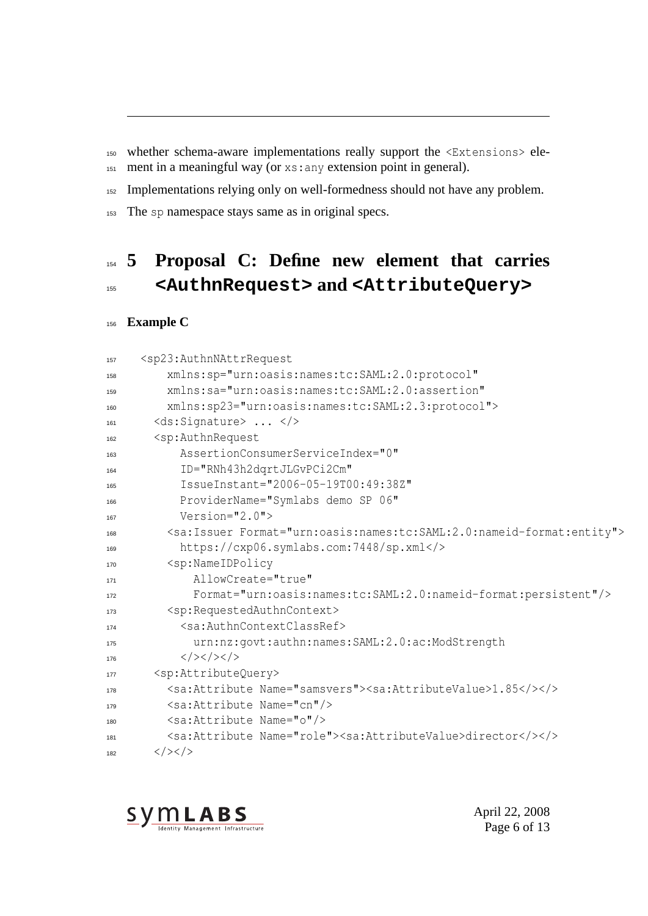whether schema-aware implementations really support the `<Extensions>` element in a meaningful way (or `xs:any` extension point in general).

Implementations relying only on well-formedness should not have any problem.

The `sp` namespace stays same as in original specs.

# 5 Proposal C: Define new element that carries `<AuthnRequest>` and `<AttributeQuery>`

**Example C**

```
<sp23:AuthnNAttrRequest
    xmlns:sp="urn:oasis:names:tc:SAML:2.0:protocol"
    xmlns:sa="urn:oasis:names:tc:SAML:2.0:assertion"
    xmlns:sp23="urn:oasis:names:tc:SAML:2.3:protocol">
  <ds:Signature> ... </>
  <sp:AuthnRequest
      AssertionConsumerServiceIndex="0"
      ID="RNh43h2dqrtJLGvPCi2Cm"
      IssueInstant="2006-05-19T00:49:38Z"
      ProviderName="Symlabs demo SP 06"
      Version="2.0">
    <sa:Issuer Format="urn:oasis:names:tc:SAML:2.0:nameid-format:entity">
      https://cxp06.symlabs.com:7448/sp.xml</>
    <sp:NameIDPolicy
        AllowCreate="true"
        Format="urn:oasis:names:tc:SAML:2.0:nameid-format:persistent"/>
    <sp:RequestedAuthnContext>
      <sa:AuthnContextClassRef>
        urn:nz:govt:authn:names:SAML:2.0:ac:ModStrength
      </></></>
  <sp:AttributeQuery>
    <sa:Attribute Name="samsvers"><sa:AttributeValue>1.85</></>
    <sa:Attribute Name="cn"/>
    <sa:Attribute Name="o"/>
    <sa:Attribute Name="role"><sa:AttributeValue>director</></>
  </></>
```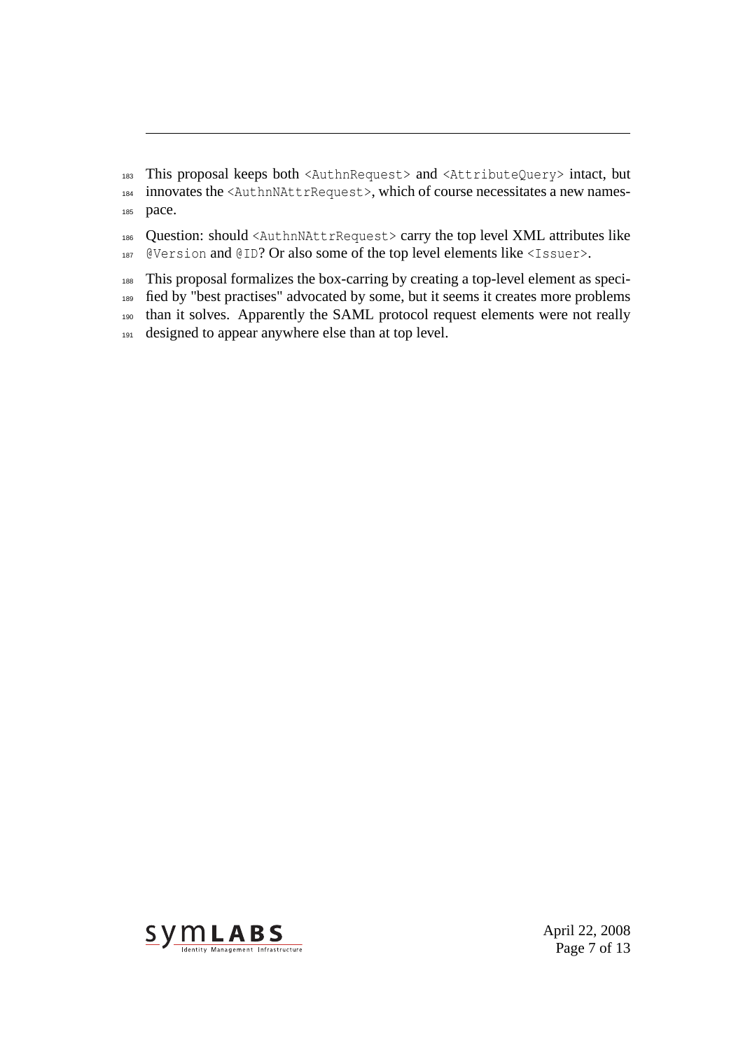This proposal keeps both `<AuthnRequest>` and `<AttributeQuery>` intact, but innovates the `<AuthnNAttrRequest>`, which of course necessitates a new namespace.

Question: should `<AuthnNAttrRequest>` carry the top level XML attributes like `@Version` and `@ID`? Or also some of the top level elements like `<Issuer>`.

This proposal formalizes the box-carring by creating a top-level element as specified by "best practises" advocated by some, but it seems it creates more problems than it solves. Apparently the SAML protocol request elements were not really designed to appear anywhere else than at top level.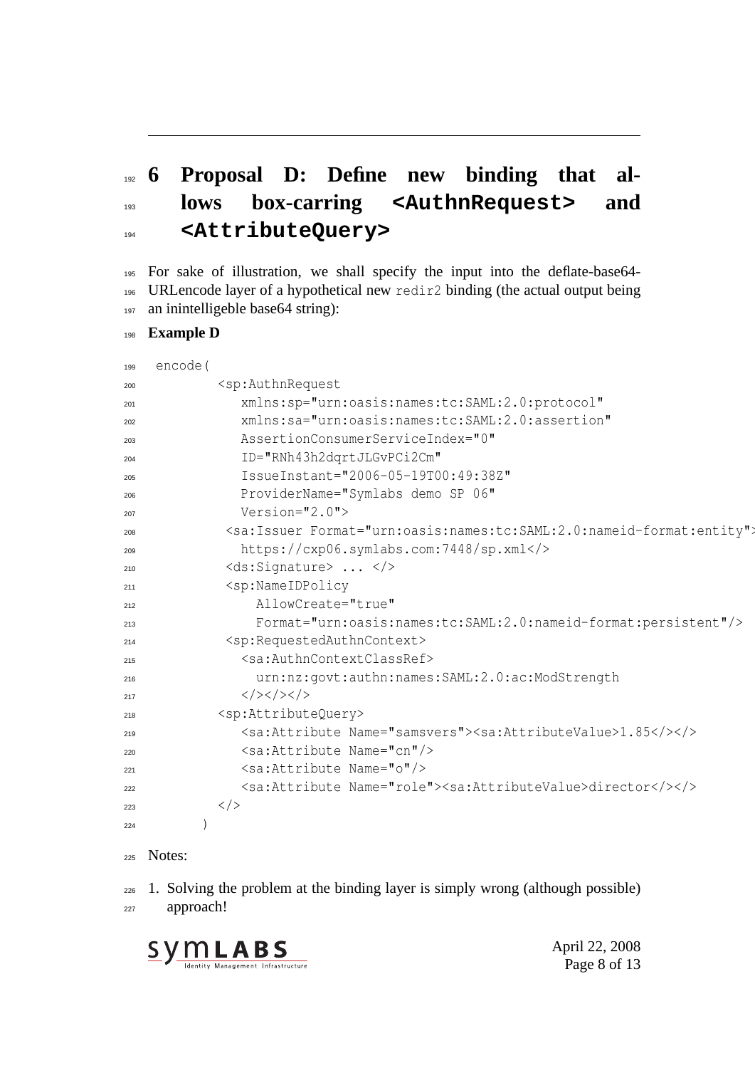# 6 Proposal D: Define new binding that allows box-carring `<AuthnRequest>` and `<AttributeQuery>`

For sake of illustration, we shall specify the input into the deflate-base64-URLencode layer of a hypothetical new `redir2` binding (the actual output being an inintelligeble base64 string):

**Example D**

```
encode(
        <sp:AuthnRequest
           xmlns:sp="urn:oasis:names:tc:SAML:2.0:protocol"
           xmlns:sa="urn:oasis:names:tc:SAML:2.0:assertion"
           AssertionConsumerServiceIndex="0"
           ID="RNh43h2dqrtJLGvPCi2Cm"
           IssueInstant="2006-05-19T00:49:38Z"
           ProviderName="Symlabs demo SP 06"
           Version="2.0">
         <sa:Issuer Format="urn:oasis:names:tc:SAML:2.0:nameid-format:entity">
           https://cxp06.symlabs.com:7448/sp.xml</>
         <ds:Signature> ... </>
         <sp:NameIDPolicy
             AllowCreate="true"
             Format="urn:oasis:names:tc:SAML:2.0:nameid-format:persistent"/>
         <sp:RequestedAuthnContext>
           <sa:AuthnContextClassRef>
             urn:nz:govt:authn:names:SAML:2.0:ac:ModStrength
           </></></>
        <sp:AttributeQuery>
           <sa:Attribute Name="samsvers"><sa:AttributeValue>1.85</></>
           <sa:Attribute Name="cn"/>
           <sa:Attribute Name="o"/>
           <sa:Attribute Name="role"><sa:AttributeValue>director</></>
        </>
      )
```

Notes:

1. Solving the problem at the binding layer is simply wrong (although possible) approach!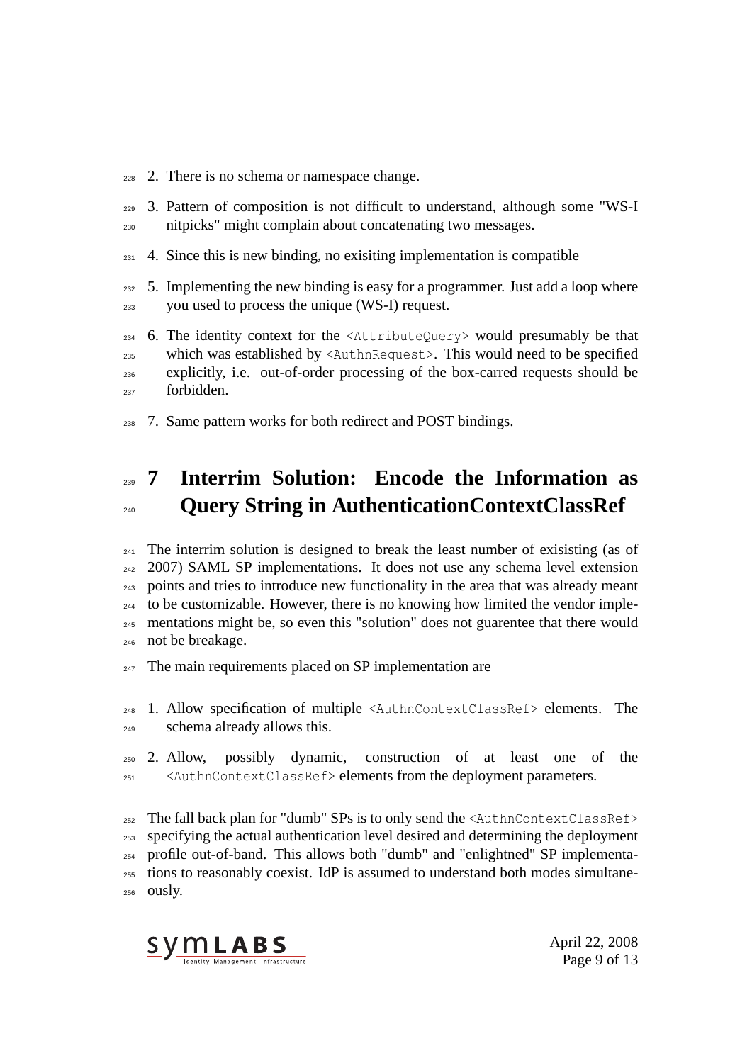2. There is no schema or namespace change.

3. Pattern of composition is not difficult to understand, although some "WS-I nitpicks" might complain about concatenating two messages.

4. Since this is new binding, no exisiting implementation is compatible

5. Implementing the new binding is easy for a programmer. Just add a loop where you used to process the unique (WS-I) request.

6. The identity context for the `<AttributeQuery>` would presumably be that which was established by `<AuthnRequest>`. This would need to be specified explicitly, i.e. out-of-order processing of the box-carred requests should be forbidden.

7. Same pattern works for both redirect and POST bindings.

# 7 Interrim Solution: Encode the Information as Query String in AuthenticationContextClassRef

The interrim solution is designed to break the least number of exisisting (as of 2007) SAML SP implementations. It does not use any schema level extension points and tries to introduce new functionality in the area that was already meant to be customizable. However, there is no knowing how limited the vendor implementations might be, so even this "solution" does not guarentee that there would not be breakage.

The main requirements placed on SP implementation are

1. Allow specification of multiple `<AuthnContextClassRef>` elements. The schema already allows this.

2. Allow, possibly dynamic, construction of at least one of the `<AuthnContextClassRef>` elements from the deployment parameters.

The fall back plan for "dumb" SPs is to only send the `<AuthnContextClassRef>` specifying the actual authentication level desired and determining the deployment profile out-of-band. This allows both "dumb" and "enlightned" SP implementations to reasonably coexist. IdP is assumed to understand both modes simultaneously.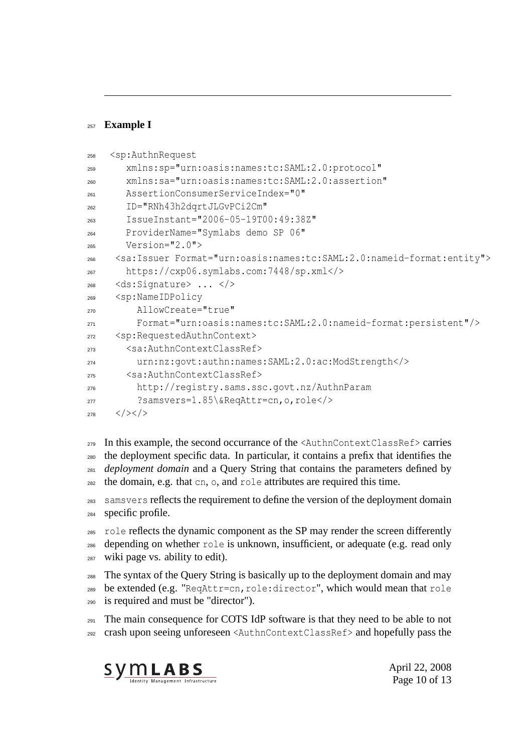**Example I**

```
<sp:AuthnRequest
   xmlns:sp="urn:oasis:names:tc:SAML:2.0:protocol"
   xmlns:sa="urn:oasis:names:tc:SAML:2.0:assertion"
   AssertionConsumerServiceIndex="0"
   ID="RNh43h2dqrtJLGvPCi2Cm"
   IssueInstant="2006-05-19T00:49:38Z"
   ProviderName="Symlabs demo SP 06"
   Version="2.0">
  <sa:Issuer Format="urn:oasis:names:tc:SAML:2.0:nameid-format:entity">
    https://cxp06.symlabs.com:7448/sp.xml</>
  <ds:Signature> ... </>
  <sp:NameIDPolicy
      AllowCreate="true"
      Format="urn:oasis:names:tc:SAML:2.0:nameid-format:persistent"/>
  <sp:RequestedAuthnContext>
    <sa:AuthnContextClassRef>
      urn:nz:govt:authn:names:SAML:2.0:ac:ModStrength</>
    <sa:AuthnContextClassRef>
      http://registry.sams.ssc.govt.nz/AuthnParam
      ?samsvers=1.85\&ReqAttr=cn,o,role</>
  </></>
```

In this example, the second occurrance of the `<AuthnContextClassRef>` carries the deployment specific data. In particular, it contains a prefix that identifies the *deployment domain* and a Query String that contains the parameters defined by the domain, e.g. that `cn`, `o`, and `role` attributes are required this time.

`samsvers` reflects the requirement to define the version of the deployment domain specific profile.

`role` reflects the dynamic component as the SP may render the screen differently depending on whether `role` is unknown, insufficient, or adequate (e.g. read only wiki page vs. ability to edit).

The syntax of the Query String is basically up to the deployment domain and may be extended (e.g. "`ReqAttr=cn,role:director`", which would mean that `role` is required and must be "director").

The main consequence for COTS IdP software is that they need to be able to not crash upon seeing unforeseen `<AuthnContextClassRef>` and hopefully pass the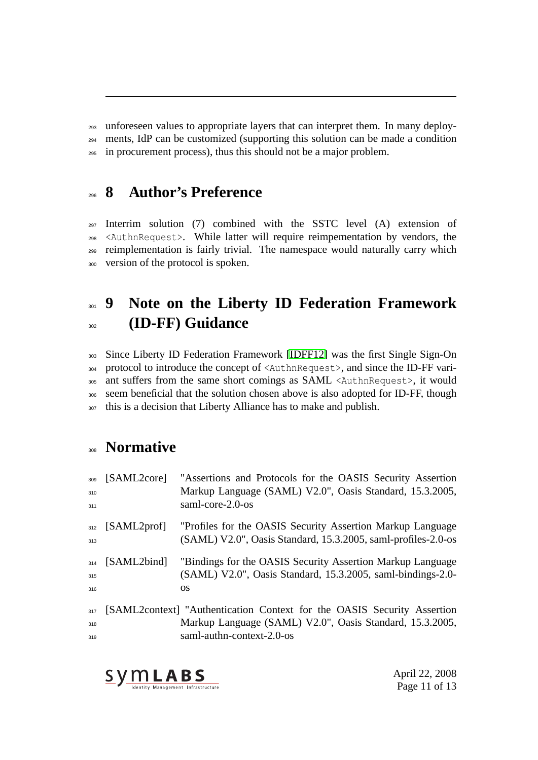unforeseen values to appropriate layers that can interpret them. In many deployments, IdP can be customized (supporting this solution can be made a condition in procurement process), thus this should not be a major problem.

# 8 Author's Preference

Interrim solution (7) combined with the SSTC level (A) extension of `<AuthnRequest>`. While latter will require reimpementation by vendors, the reimplementation is fairly trivial. The namespace would naturally carry which version of the protocol is spoken.

# 9 Note on the Liberty ID Federation Framework (ID-FF) Guidance

Since Liberty ID Federation Framework [IDFF12] was the first Single Sign-On protocol to introduce the concept of `<AuthnRequest>`, and since the ID-FF variant suffers from the same short comings as SAML `<AuthnRequest>`, it would seem beneficial that the solution chosen above is also adopted for ID-FF, though this is a decision that Liberty Alliance has to make and publish.

# Normative

[SAML2core] "Assertions and Protocols for the OASIS Security Assertion Markup Language (SAML) V2.0", Oasis Standard, 15.3.2005, saml-core-2.0-os

[SAML2prof] "Profiles for the OASIS Security Assertion Markup Language (SAML) V2.0", Oasis Standard, 15.3.2005, saml-profiles-2.0-os

[SAML2bind] "Bindings for the OASIS Security Assertion Markup Language (SAML) V2.0", Oasis Standard, 15.3.2005, saml-bindings-2.0-os

[SAML2context] "Authentication Context for the OASIS Security Assertion Markup Language (SAML) V2.0", Oasis Standard, 15.3.2005, saml-authn-context-2.0-os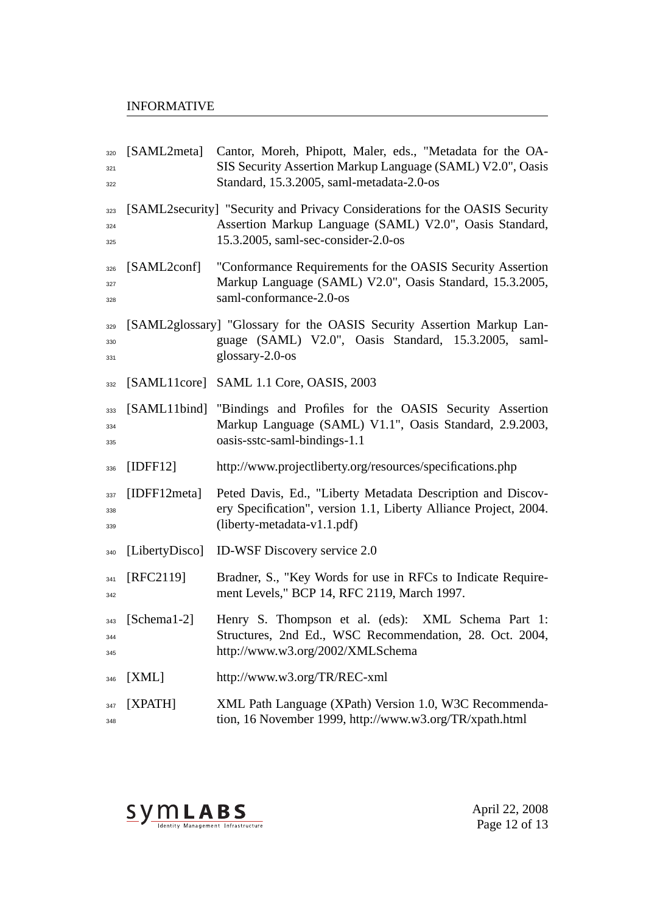[SAML2meta] Cantor, Moreh, Phipott, Maler, eds., "Metadata for the OASIS Security Assertion Markup Language (SAML) V2.0", Oasis Standard, 15.3.2005, saml-metadata-2.0-os

[SAML2security] "Security and Privacy Considerations for the OASIS Security Assertion Markup Language (SAML) V2.0", Oasis Standard, 15.3.2005, saml-sec-consider-2.0-os

[SAML2conf] "Conformance Requirements for the OASIS Security Assertion Markup Language (SAML) V2.0", Oasis Standard, 15.3.2005, saml-conformance-2.0-os

[SAML2glossary] "Glossary for the OASIS Security Assertion Markup Language (SAML) V2.0", Oasis Standard, 15.3.2005, saml-glossary-2.0-os

[SAML11core] SAML 1.1 Core, OASIS, 2003

[SAML11bind] "Bindings and Profiles for the OASIS Security Assertion Markup Language (SAML) V1.1", Oasis Standard, 2.9.2003, oasis-sstc-saml-bindings-1.1

[IDFF12] http://www.projectliberty.org/resources/specifications.php

[IDFF12meta] Peted Davis, Ed., "Liberty Metadata Description and Discovery Specification", version 1.1, Liberty Alliance Project, 2004. (liberty-metadata-v1.1.pdf)

[LibertyDisco] ID-WSF Discovery service 2.0

[RFC2119] Bradner, S., "Key Words for use in RFCs to Indicate Requirement Levels," BCP 14, RFC 2119, March 1997.

[Schema1-2] Henry S. Thompson et al. (eds): XML Schema Part 1: Structures, 2nd Ed., WSC Recommendation, 28. Oct. 2004, http://www.w3.org/2002/XMLSchema

[XML] http://www.w3.org/TR/REC-xml

[XPATH] XML Path Language (XPath) Version 1.0, W3C Recommendation, 16 November 1999, http://www.w3.org/TR/xpath.html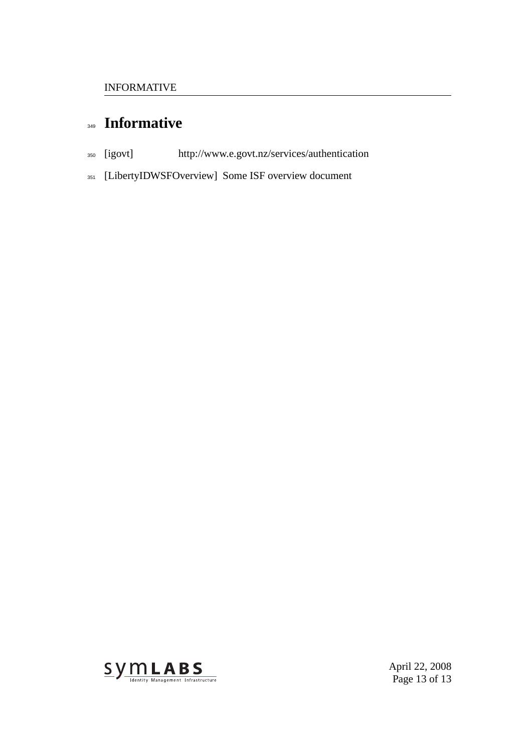# Informative

[igovt] http://www.e.govt.nz/services/authentication

[LibertyIDWSFOverview] Some ISF overview document